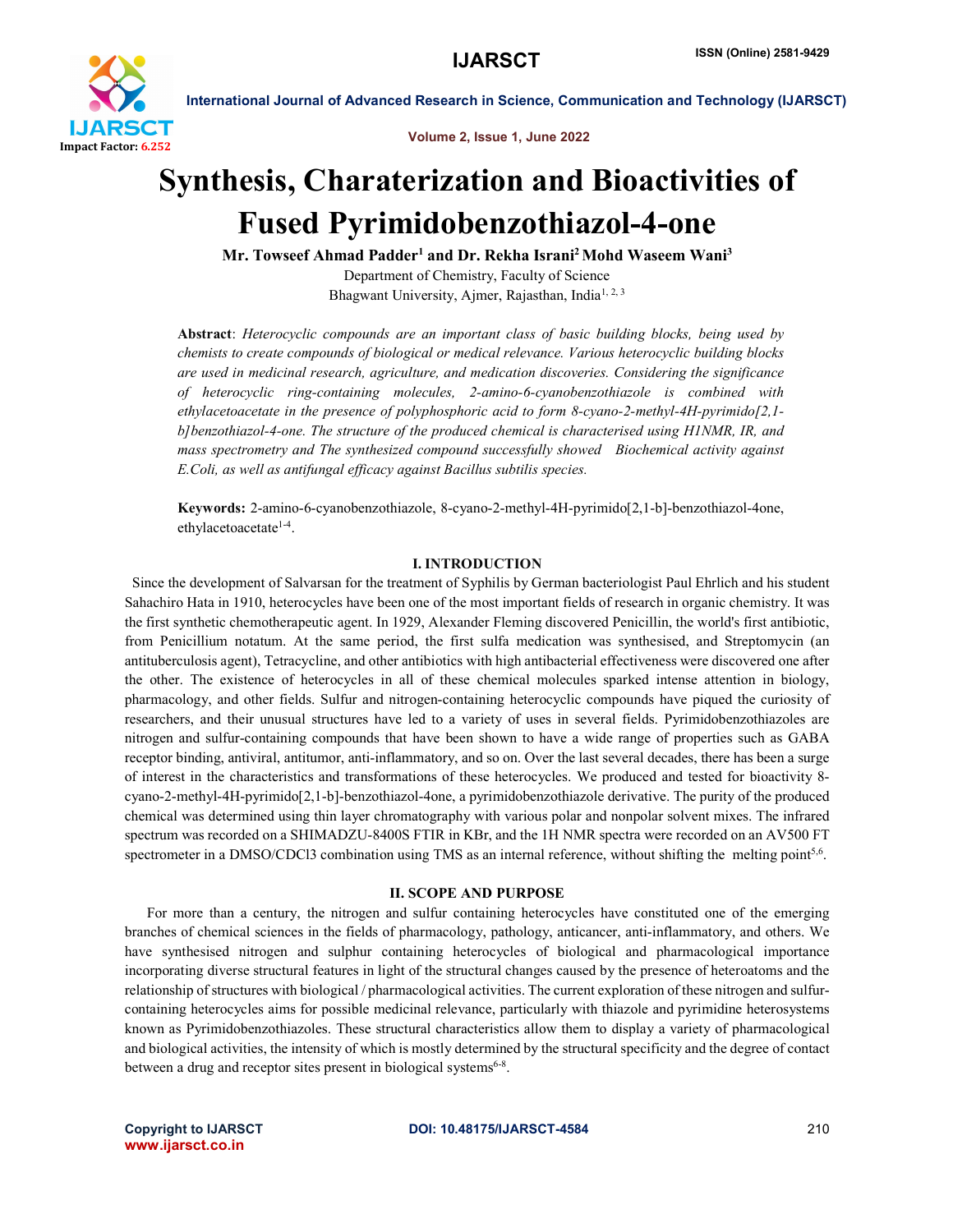# Synthesis, Charaterization and Bioactivities of Fused Pyrimidobenzothiazol-4-one

**Mr. Towseef Ahmad Padder[1] and Dr. Rekha Israni[2] Mohd Waseem Wani[3]**

Department of Chemistry, Faculty of Science

Bhagwant University, Ajmer, Rajasthan, India[1, 2, 3]

**Abstract**: *Heterocyclic compounds are an important class of basic building blocks, being used by chemists to create compounds of biological or medical relevance. Various heterocyclic building blocks are used in medicinal research, agriculture, and medication discoveries. Considering the significance of heterocyclic ring-containing molecules, 2-amino-6-cyanobenzothiazole is combined with ethylacetoacetate in the presence of polyphosphoric acid to form 8-cyano-2-methyl-4H-pyrimido[2,1-b]benzothiazol-4-one. The structure of the produced chemical is characterised using H1NMR, IR, and mass spectrometry and The synthesized compound successfully showed Biochemical activity against E.Coli, as well as antifungal efficacy against Bacillus subtilis species.*

**Keywords:** 2-amino-6-cyanobenzothiazole, 8-cyano-2-methyl-4H-pyrimido[2,1-b]-benzothiazol-4one, ethylacetoacetate[1-4].

## I. INTRODUCTION

Since the development of Salvarsan for the treatment of Syphilis by German bacteriologist Paul Ehrlich and his student Sahachiro Hata in 1910, heterocycles have been one of the most important fields of research in organic chemistry. It was the first synthetic chemotherapeutic agent. In 1929, Alexander Fleming discovered Penicillin, the world's first antibiotic, from Penicillium notatum. At the same period, the first sulfa medication was synthesised, and Streptomycin (an antituberculosis agent), Tetracycline, and other antibiotics with high antibacterial effectiveness were discovered one after the other. The existence of heterocycles in all of these chemical molecules sparked intense attention in biology, pharmacology, and other fields. Sulfur and nitrogen-containing heterocyclic compounds have piqued the curiosity of researchers, and their unusual structures have led to a variety of uses in several fields. Pyrimidobenzothiazoles are nitrogen and sulfur-containing compounds that have been shown to have a wide range of properties such as GABA receptor binding, antiviral, antitumor, anti-inflammatory, and so on. Over the last several decades, there has been a surge of interest in the characteristics and transformations of these heterocycles. We produced and tested for bioactivity 8-cyano-2-methyl-4H-pyrimido[2,1-b]-benzothiazol-4one, a pyrimidobenzothiazole derivative. The purity of the produced chemical was determined using thin layer chromatography with various polar and nonpolar solvent mixes. The infrared spectrum was recorded on a SHIMADZU-8400S FTIR in KBr, and the 1H NMR spectra were recorded on an AV500 FT spectrometer in a DMSO/CDCl3 combination using TMS as an internal reference, without shifting the melting point[5,6].

## II. SCOPE AND PURPOSE

For more than a century, the nitrogen and sulfur containing heterocycles have constituted one of the emerging branches of chemical sciences in the fields of pharmacology, pathology, anticancer, anti-inflammatory, and others. We have synthesised nitrogen and sulphur containing heterocycles of biological and pharmacological importance incorporating diverse structural features in light of the structural changes caused by the presence of heteroatoms and the relationship of structures with biological / pharmacological activities. The current exploration of these nitrogen and sulfur-containing heterocycles aims for possible medicinal relevance, particularly with thiazole and pyrimidine heterosystems known as Pyrimidobenzothiazoles. These structural characteristics allow them to display a variety of pharmacological and biological activities, the intensity of which is mostly determined by the structural specificity and the degree of contact between a drug and receptor sites present in biological systems[6-8].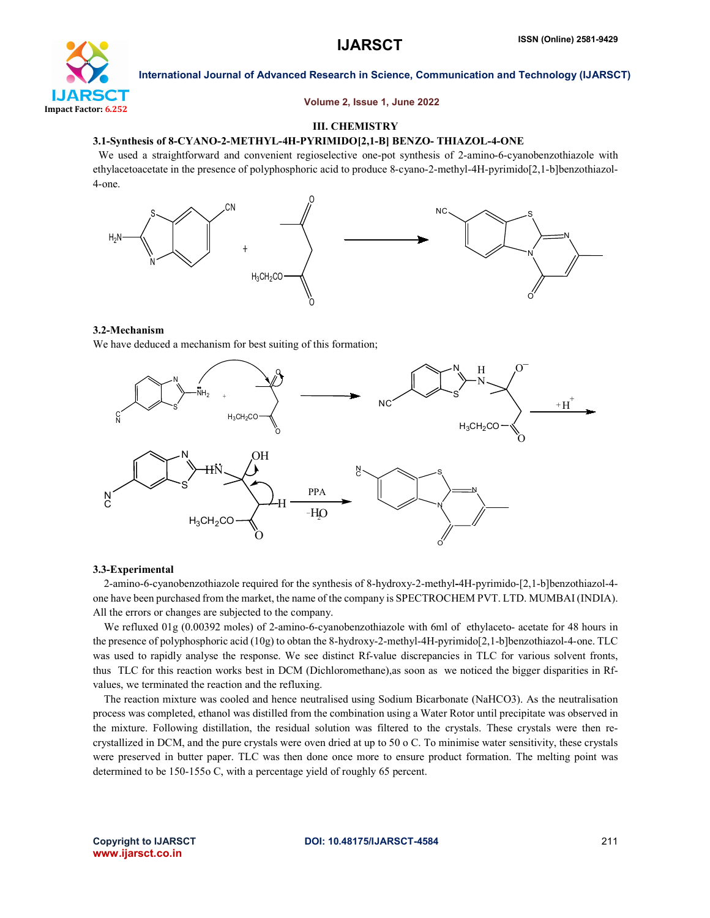## III. CHEMISTRY

### 3.1-Synthesis of 8-CYANO-2-METHYL-4H-PYRIMIDO[2,1-B] BENZO- THIAZOL-4-ONE

We used a straightforward and convenient regioselective one-pot synthesis of 2-amino-6-cyanobenzothiazole with ethylacetoacetate in the presence of polyphosphoric acid to produce 8-cyano-2-methyl-4H-pyrimido[2,1-b]benzothiazol-4-one.

### 3.2-Mechanism

We have deduced a mechanism for best suiting of this formation;

### 3.3-Experimental

2-amino-6-cyanobenzothiazole required for the synthesis of 8-hydroxy-2-methyl-4H-pyrimido-[2,1-b]benzothiazol-4-one have been purchased from the market, the name of the company is SPECTROCHEM PVT. LTD. MUMBAI (INDIA). All the errors or changes are subjected to the company.

We refluxed 01g (0.00392 moles) of 2-amino-6-cyanobenzothiazole with 6ml of ethylaceto- acetate for 48 hours in the presence of polyphosphoric acid (10g) to obtan the 8-hydroxy-2-methyl-4H-pyrimido[2,1-b]benzothiazol-4-one. TLC was used to rapidly analyse the response. We see distinct Rf-value discrepancies in TLC for various solvent fronts, thus TLC for this reaction works best in DCM (Dichloromethane),as soon as we noticed the bigger disparities in Rf-values, we terminated the reaction and the refluxing.

The reaction mixture was cooled and hence neutralised using Sodium Bicarbonate ($NaHCO_3$). As the neutralisation process was completed, ethanol was distilled from the combination using a Water Rotor until precipitate was observed in the mixture. Following distillation, the residual solution was filtered to the crystals. These crystals were then re-crystallized in DCM, and the pure crystals were oven dried at up to 50 o C. To minimise water sensitivity, these crystals were preserved in butter paper. TLC was then done once more to ensure product formation. The melting point was determined to be 150-155o C, with a percentage yield of roughly 65 percent.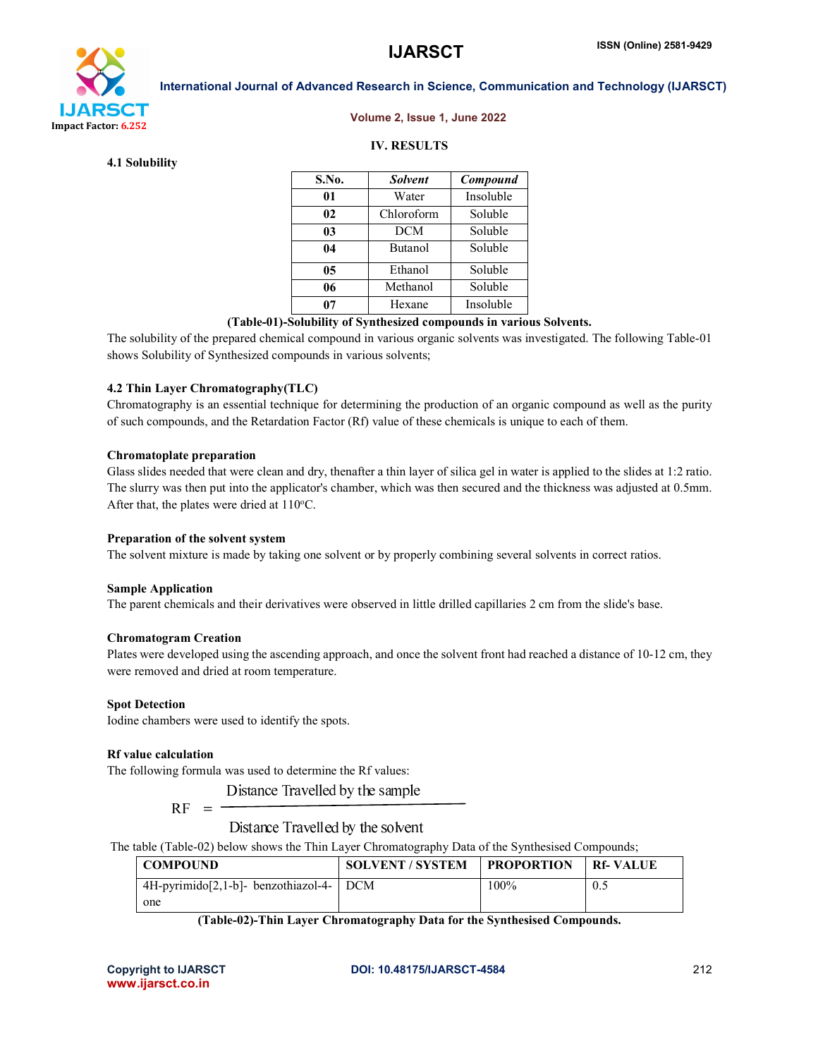## IV. RESULTS

### 4.1 Solubility

| S.No. | *Solvent* | *Compound* |
|---|---|---|
| **01** | Water | Insoluble |
| **02** | Chloroform | Soluble |
| **03** | DCM | Soluble |
| **04** | Butanol | Soluble |
| **05** | Ethanol | Soluble |
| **06** | Methanol | Soluble |
| **07** | Hexane | Insoluble |

**(Table-01)-Solubility of Synthesized compounds in various Solvents.**

The solubility of the prepared chemical compound in various organic solvents was investigated. The following Table-01 shows Solubility of Synthesized compounds in various solvents;

### 4.2 Thin Layer Chromatography(TLC)

Chromatography is an essential technique for determining the production of an organic compound as well as the purity of such compounds, and the Retardation Factor (Rf) value of these chemicals is unique to each of them.

**Chromatoplate preparation**

Glass slides needed that were clean and dry, thenafter a thin layer of silica gel in water is applied to the slides at 1:2 ratio. The slurry was then put into the applicator's chamber, which was then secured and the thickness was adjusted at 0.5mm. After that, the plates were dried at 110$^{o}$C.

**Preparation of the solvent system**

The solvent mixture is made by taking one solvent or by properly combining several solvents in correct ratios.

**Sample Application**

The parent chemicals and their derivatives were observed in little drilled capillaries 2 cm from the slide's base.

**Chromatogram Creation**

Plates were developed using the ascending approach, and once the solvent front had reached a distance of 10-12 cm, they were removed and dried at room temperature.

**Spot Detection**

Iodine chambers were used to identify the spots.

**Rf value calculation**

The following formula was used to determine the Rf values:

$$RF = \frac{\text{Distance Travelled by the sample}}{\text{Distance Travelled by the solvent}}$$

The table (Table-02) below shows the Thin Layer Chromatography Data of the Synthesised Compounds;

| COMPOUND | SOLVENT / SYSTEM | PROPORTION | Rf- VALUE |
|---|---|---|---|
| 4H-pyrimido[2,1-b]- benzothiazol-4-one | DCM | 100% | 0.5 |

**(Table-02)-Thin Layer Chromatography Data for the Synthesised Compounds.**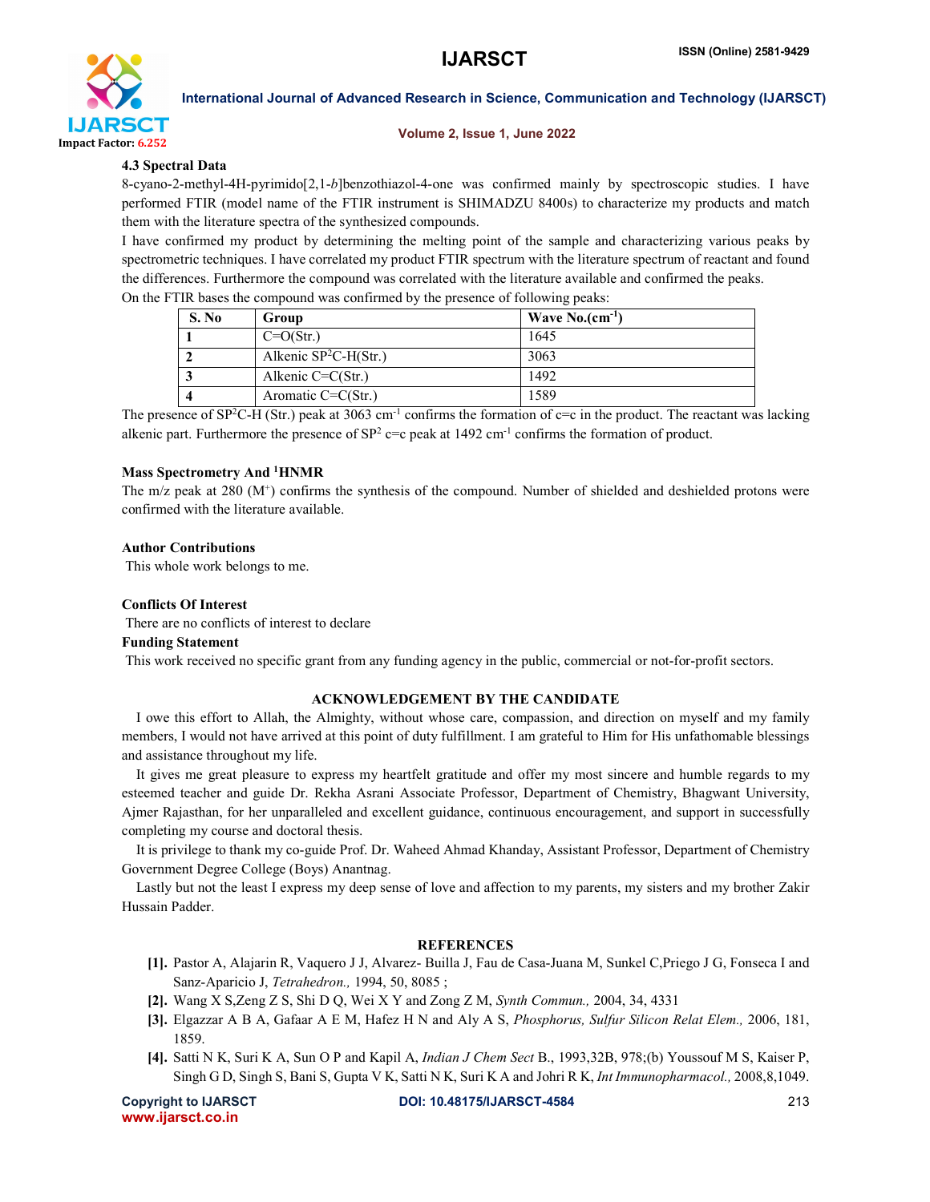### 4.3 Spectral Data

8-cyano-2-methyl-4H-pyrimido[2,1-*b*]benzothiazol-4-one was confirmed mainly by spectroscopic studies. I have performed FTIR (model name of the FTIR instrument is SHIMADZU 8400s) to characterize my products and match them with the literature spectra of the synthesized compounds.

I have confirmed my product by determining the melting point of the sample and characterizing various peaks by spectrometric techniques. I have correlated my product FTIR spectrum with the literature spectrum of reactant and found the differences. Furthermore the compound was correlated with the literature available and confirmed the peaks.

On the FTIR bases the compound was confirmed by the presence of following peaks:

| S. No | Group | Wave No.($cm^{-1}$) |
|---|---|---|
| 1 | C=O(Str.) | 1645 |
| 2 | Alkenic $SP^2$C-H(Str.) | 3063 |
| 3 | Alkenic C=C(Str.) | 1492 |
| 4 | Aromatic C=C(Str.) | 1589 |

The presence of $SP^2$C-H (Str.) peak at 3063 $cm^{-1}$ confirms the formation of c=c in the product. The reactant was lacking alkenic part. Furthermore the presence of $SP^2$ c=c peak at 1492 $cm^{-1}$ confirms the formation of product.

### Mass Spectrometry And $^1$HNMR

The m/z peak at 280 ($M^+$) confirms the synthesis of the compound. Number of shielded and deshielded protons were confirmed with the literature available.

### Author Contributions

This whole work belongs to me.

### Conflicts Of Interest

There are no conflicts of interest to declare

### Funding Statement

This work received no specific grant from any funding agency in the public, commercial or not-for-profit sectors.

## ACKNOWLEDGEMENT BY THE CANDIDATE

I owe this effort to Allah, the Almighty, without whose care, compassion, and direction on myself and my family members, I would not have arrived at this point of duty fulfillment. I am grateful to Him for His unfathomable blessings and assistance throughout my life.

It gives me great pleasure to express my heartfelt gratitude and offer my most sincere and humble regards to my esteemed teacher and guide Dr. Rekha Asrani Associate Professor, Department of Chemistry, Bhagwant University, Ajmer Rajasthan, for her unparalleled and excellent guidance, continuous encouragement, and support in successfully completing my course and doctoral thesis.

It is privilege to thank my co-guide Prof. Dr. Waheed Ahmad Khanday, Assistant Professor, Department of Chemistry Government Degree College (Boys) Anantnag.

Lastly but not the least I express my deep sense of love and affection to my parents, my sisters and my brother Zakir Hussain Padder.

## REFERENCES

[1]. Pastor A, Alajarin R, Vaquero J J, Alvarez- Builla J, Fau de Casa-Juana M, Sunkel C,Priego J G, Fonseca I and Sanz-Aparicio J, *Tetrahedron.,* 1994, 50, 8085 ;

[2]. Wang X S,Zeng Z S, Shi D Q, Wei X Y and Zong Z M, *Synth Commun.,* 2004, 34, 4331

[3]. Elgazzar A B A, Gafaar A E M, Hafez H N and Aly A S, *Phosphorus, Sulfur Silicon Relat Elem.,* 2006, 181, 1859.

[4]. Satti N K, Suri K A, Sun O P and Kapil A, *Indian J Chem Sect* B., 1993,32B, 978;(b) Youssouf M S, Kaiser P, Singh G D, Singh S, Bani S, Gupta V K, Satti N K, Suri K A and Johri R K, *Int Immunopharmacol.,* 2008,8,1049.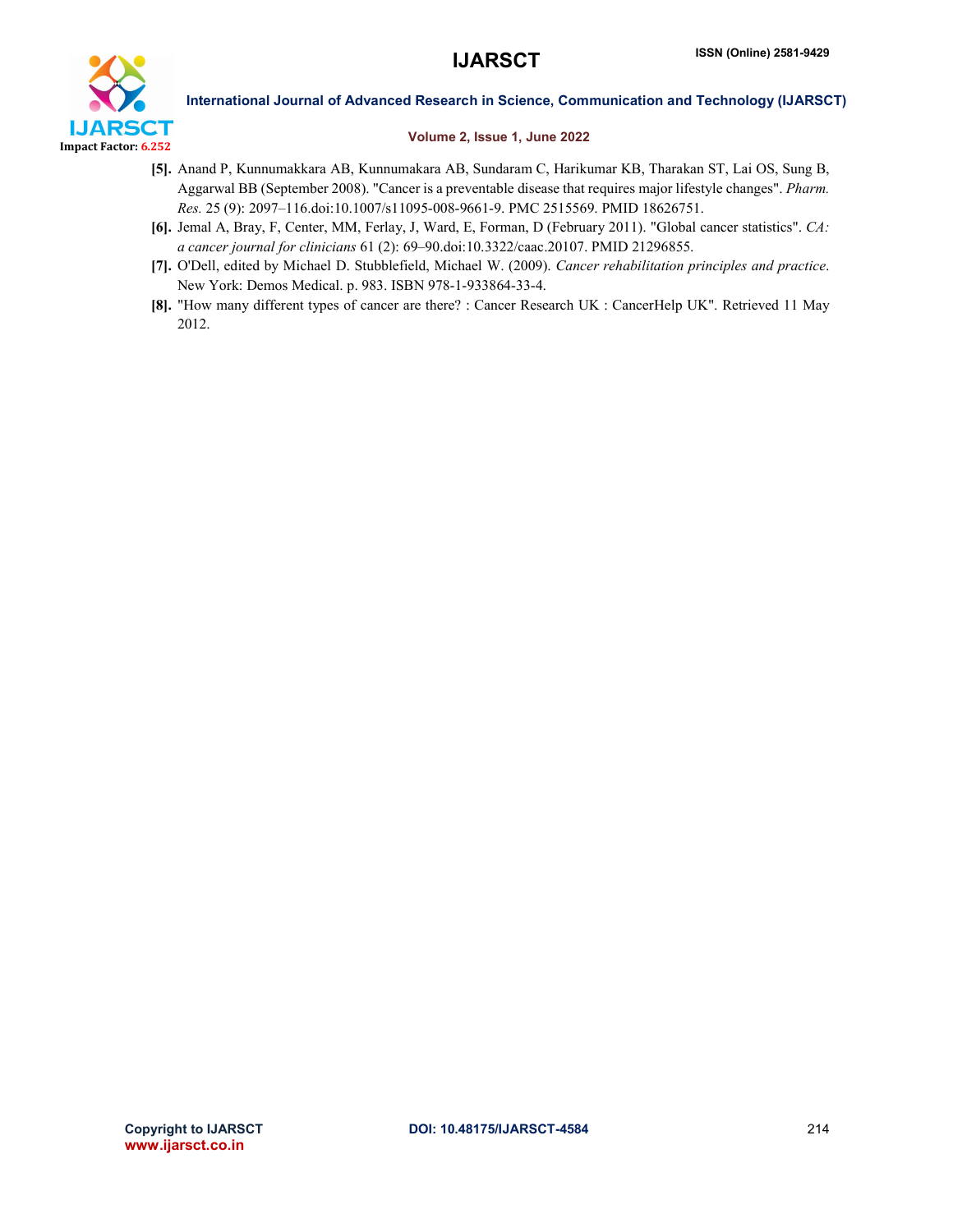**[5].** Anand P, Kunnumakkara AB, Kunnumakara AB, Sundaram C, Harikumar KB, Tharakan ST, Lai OS, Sung B, Aggarwal BB (September 2008). "Cancer is a preventable disease that requires major lifestyle changes". *Pharm. Res.* 25 (9): 2097–116.doi:10.1007/s11095-008-9661-9. PMC 2515569. PMID 18626751.

**[6].** Jemal A, Bray, F, Center, MM, Ferlay, J, Ward, E, Forman, D (February 2011). "Global cancer statistics". *CA: a cancer journal for clinicians* 61 (2): 69–90.doi:10.3322/caac.20107. PMID 21296855.

**[7].** O'Dell, edited by Michael D. Stubblefield, Michael W. (2009). *Cancer rehabilitation principles and practice*. New York: Demos Medical. p. 983. ISBN 978-1-933864-33-4.

**[8].** "How many different types of cancer are there? : Cancer Research UK : CancerHelp UK". Retrieved 11 May 2012.